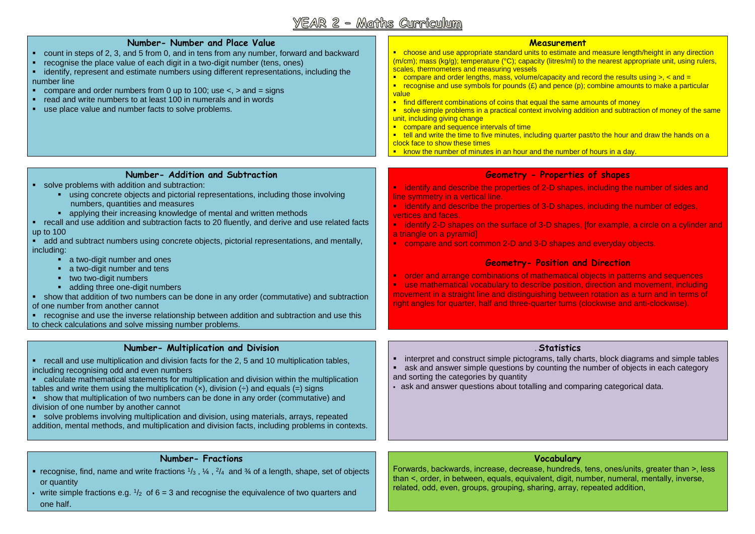# YEAR 2 – Maths Curriculum

## Number- Number and Place Value

- count in steps of 2, 3, and 5 from 0, and in tens from any number, forward and backward
- recognise the place value of each digit in a two-digit number (tens, ones)
- identify, represent and estimate numbers using different representations, including the number line
- compare and order numbers from 0 up to 100; use <, > and = signs
- read and write numbers to at least 100 in numerals and in words
- use place value and number facts to solve problems.

## Number- Addition and Subtraction

- solve problems with addition and subtraction:
  - using concrete objects and pictorial representations, including those involving numbers, quantities and measures
  - applying their increasing knowledge of mental and written methods
- recall and use addition and subtraction facts to 20 fluently, and derive and use related facts up to 100
- add and subtract numbers using concrete objects, pictorial representations, and mentally, including:
  - a two-digit number and ones
  - a two-digit number and tens
  - two two-digit numbers
  - adding three one-digit numbers
- show that addition of two numbers can be done in any order (commutative) and subtraction of one number from another cannot
- recognise and use the inverse relationship between addition and subtraction and use this to check calculations and solve missing number problems.

## Number- Multiplication and Division

- recall and use multiplication and division facts for the 2, 5 and 10 multiplication tables, including recognising odd and even numbers
- calculate mathematical statements for multiplication and division within the multiplication tables and write them using the multiplication (×), division (÷) and equals (=) signs
- show that multiplication of two numbers can be done in any order (commutative) and division of one number by another cannot
- solve problems involving multiplication and division, using materials, arrays, repeated addition, mental methods, and multiplication and division facts, including problems in contexts.

## Number- Fractions

- recognise, find, name and write fractions $\frac{1}{3}$, $\frac{1}{4}$, $\frac{2}{4}$ and $\frac{3}{4}$ of a length, shape, set of objects or quantity
- write simple fractions e.g. $\frac{1}{2}$ of 6 = 3 and recognise the equivalence of two quarters and one half.

## Measurement

- choose and use appropriate standard units to estimate and measure length/height in any direction (m/cm); mass (kg/g); temperature (°C); capacity (litres/ml) to the nearest appropriate unit, using rulers, scales, thermometers and measuring vessels
- compare and order lengths, mass, volume/capacity and record the results using >, < and =
- recognise and use symbols for pounds (£) and pence (p); combine amounts to make a particular value
- find different combinations of coins that equal the same amounts of money
- solve simple problems in a practical context involving addition and subtraction of money of the same unit, including giving change
- compare and sequence intervals of time
- tell and write the time to five minutes, including quarter past/to the hour and draw the hands on a clock face to show these times
- know the number of minutes in an hour and the number of hours in a day.

## Geometry - Properties of shapes

- identify and describe the properties of 2-D shapes, including the number of sides and line symmetry in a vertical line.
- identify and describe the properties of 3-D shapes, including the number of edges, vertices and faces.
- identify 2-D shapes on the surface of 3-D shapes, [for example, a circle on a cylinder and a triangle on a pyramid]
- compare and sort common 2-D and 3-D shapes and everyday objects.

## Geometry- Position and Direction

- order and arrange combinations of mathematical objects in patterns and sequences
- use mathematical vocabulary to describe position, direction and movement, including movement in a straight line and distinguishing between rotation as a turn and in terms of right angles for quarter, half and three-quarter turns (clockwise and anti-clockwise).

## Statistics

- interpret and construct simple pictograms, tally charts, block diagrams and simple tables
- ask and answer simple questions by counting the number of objects in each category and sorting the categories by quantity
- ask and answer questions about totalling and comparing categorical data.

## Vocabulary

Forwards, backwards, increase, decrease, hundreds, tens, ones/units, greater than >, less than <, order, in between, equals, equivalent, digit, number, numeral, mentally, inverse, related, odd, even, groups, grouping, sharing, array, repeated addition,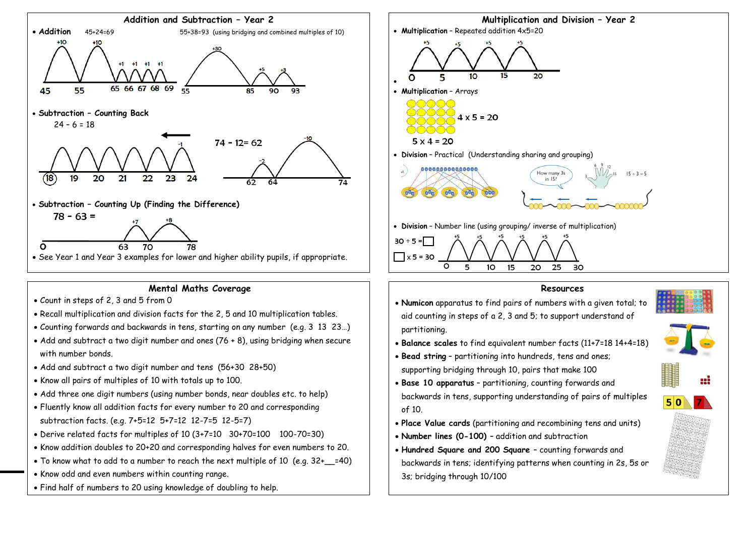## Addition and Subtraction – Year 2

- **Addition** 45+24=69

+10 +10 +1 +1 +1 +1

45 55 65 66 67 68 69

55+38=93 (using bridging and combined multiples of 10)

+30 +5 +3

55 85 90 93

- **Subtraction – Counting Back**

24 – 6 = 18

-1

18 19 20 21 22 23 24

74 – 12= 62

-2 -10

62 64 74

- **Subtraction – Counting Up (Finding the Difference)**

78 – 63 =

+7 +8

0 63 70 78

- See Year 1 and Year 3 examples for lower and higher ability pupils, if appropriate.

## Multiplication and Division – Year 2

- **Multiplication** – Repeated addition 4x5=20

+5 +5 +5 +5

0 5 10 15 20

- **Multiplication** – Arrays

4 x 5 = 20

5 x 4 = 20

- **Division** – Practical (Understanding sharing and grouping)

How many 3s in 15?

3 6 9 12 15

15 ÷ 3 = 5

- **Division** – Number line (using grouping/ inverse of multiplication)

30 ÷ 5 =☐

☐ x 5 = 30

+5 +5 +5 +5 +5 +5

0 5 10 15 20 25 30

## Mental Maths Coverage

- Count in steps of 2, 3 and 5 from 0
- Recall multiplication and division facts for the 2, 5 and 10 multiplication tables.
- Counting forwards and backwards in tens, starting on any number (e.g. 3 13 23…)
- Add and subtract a two digit number and ones (76 + 8), using bridging when secure with number bonds.
- Add and subtract a two digit number and tens (56+30 28+50)
- Know all pairs of multiples of 10 with totals up to 100.
- Add three one digit numbers (using number bonds, near doubles etc. to help)
- Fluently know all addition facts for every number to 20 and corresponding subtraction facts. (e.g. 7+5=12 5+7=12 12-7=5 12-5=7)
- Derive related facts for multiples of 10 (3+7=10 30+70=100 100-70=30)
- Know addition doubles to 20+20 and corresponding halves for even numbers to 20.
- To know what to add to a number to reach the next multiple of 10 (e.g. 32+__=40)
- Know odd and even numbers within counting range.
- Find half of numbers to 20 using knowledge of doubling to help.

## Resources

- **Numicon** apparatus to find pairs of numbers with a given total; to aid counting in steps of a 2, 3 and 5; to support understand of partitioning.
- **Balance scales** to find equivalent number facts (11+7=18 14+4=18)
- **Bead string** – partitioning into hundreds, tens and ones; supporting bridging through 10, pairs that make 100
- **Base 10 apparatus** – partitioning, counting forwards and backwards in tens, supporting understanding of pairs of multiples of 10.
- **Place Value cards** (partitioning and recombining tens and units)
- **Number lines (0-100)** – addition and subtraction
- **Hundred Square and 200 Square** – counting forwards and backwards in tens; identifying patterns when counting in 2s, 5s or 3s; bridging through 10/100

5 0 7